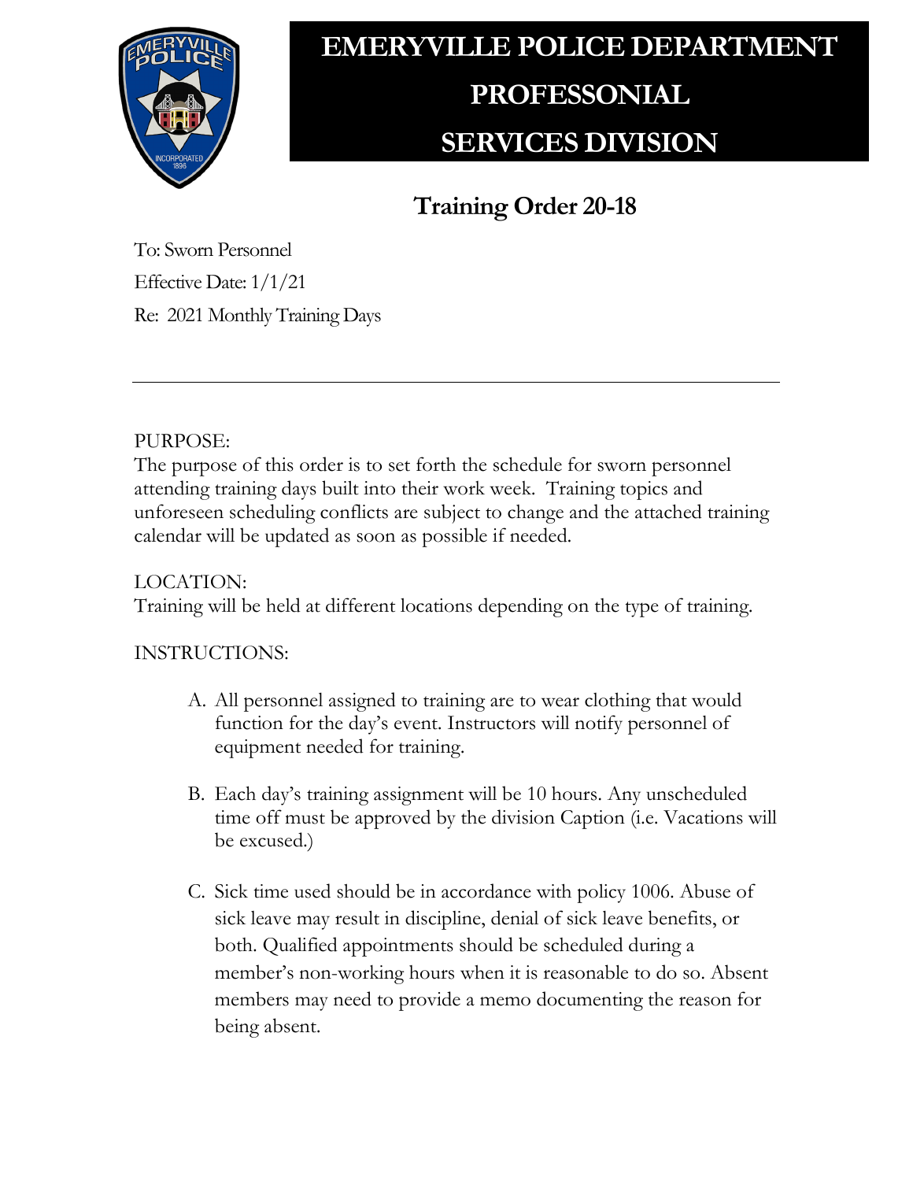# EMERYVILLE POLICE DEPARTMENT PROFESSONIAL SERVICES DIVISION

## Training Order 20-18

To: Sworn Personnel

Effective Date: 1/1/21

Re: 2021 Monthly Training Days

---

PURPOSE:

The purpose of this order is to set forth the schedule for sworn personnel attending training days built into their work week. Training topics and unforeseen scheduling conflicts are subject to change and the attached training calendar will be updated as soon as possible if needed.

LOCATION:

Training will be held at different locations depending on the type of training.

INSTRUCTIONS:

A. All personnel assigned to training are to wear clothing that would function for the day's event. Instructors will notify personnel of equipment needed for training.

B. Each day's training assignment will be 10 hours. Any unscheduled time off must be approved by the division Caption (i.e. Vacations will be excused.)

C. Sick time used should be in accordance with policy 1006. Abuse of sick leave may result in discipline, denial of sick leave benefits, or both. Qualified appointments should be scheduled during a member's non-working hours when it is reasonable to do so. Absent members may need to provide a memo documenting the reason for being absent.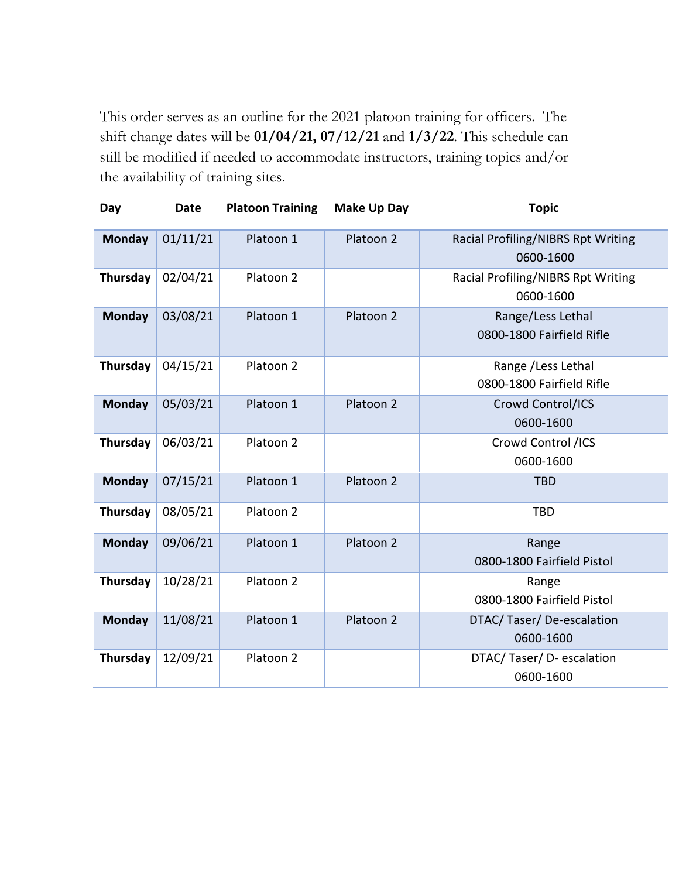This order serves as an outline for the 2021 platoon training for officers. The shift change dates will be **01/04/21, 07/12/21** and **1/3/22**. This schedule can still be modified if needed to accommodate instructors, training topics and/or the availability of training sites.

| Day | Date | Platoon Training | Make Up Day | Topic |
|---|---|---|---|---|
| **Monday** | 01/11/21 | Platoon 1 | Platoon 2 | Racial Profiling/NIBRS Rpt Writing 0600-1600 |
| **Thursday** | 02/04/21 | Platoon 2 | | Racial Profiling/NIBRS Rpt Writing 0600-1600 |
| **Monday** | 03/08/21 | Platoon 1 | Platoon 2 | Range/Less Lethal 0800-1800 Fairfield Rifle |
| **Thursday** | 04/15/21 | Platoon 2 | | Range /Less Lethal 0800-1800 Fairfield Rifle |
| **Monday** | 05/03/21 | Platoon 1 | Platoon 2 | Crowd Control/ICS 0600-1600 |
| **Thursday** | 06/03/21 | Platoon 2 | | Crowd Control /ICS 0600-1600 |
| **Monday** | 07/15/21 | Platoon 1 | Platoon 2 | TBD |
| **Thursday** | 08/05/21 | Platoon 2 | | TBD |
| **Monday** | 09/06/21 | Platoon 1 | Platoon 2 | Range 0800-1800 Fairfield Pistol |
| **Thursday** | 10/28/21 | Platoon 2 | | Range 0800-1800 Fairfield Pistol |
| **Monday** | 11/08/21 | Platoon 1 | Platoon 2 | DTAC/ Taser/ De-escalation 0600-1600 |
| **Thursday** | 12/09/21 | Platoon 2 | | DTAC/ Taser/ D- escalation 0600-1600 |